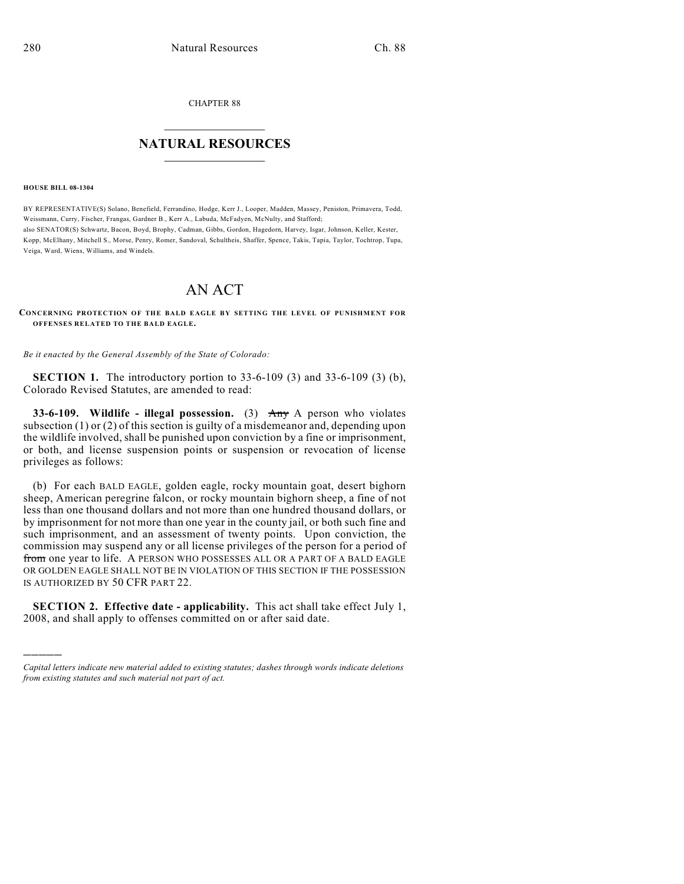CHAPTER 88

## NATURAL RESOURCES

**HOUSE BILL 08-1304**

BY REPRESENTATIVE(S) Solano, Benefield, Ferrandino, Hodge, Kerr J., Looper, Madden, Massey, Peniston, Primavera, Todd, Weissmann, Curry, Fischer, Frangas, Gardner B., Kerr A., Labuda, McFadyen, McNulty, and Stafford;
also SENATOR(S) Schwartz, Bacon, Boyd, Brophy, Cadman, Gibbs, Gordon, Hagedorn, Harvey, Isgar, Johnson, Keller, Kester, Kopp, McElhany, Mitchell S., Morse, Penry, Romer, Sandoval, Schultheis, Shaffer, Spence, Takis, Tapia, Taylor, Tochtrop, Tupa, Veiga, Ward, Wiens, Williams, and Windels.

# AN ACT

**CONCERNING PROTECTION OF THE BALD EAGLE BY SETTING THE LEVEL OF PUNISHMENT FOR OFFENSES RELATED TO THE BALD EAGLE.**

*Be it enacted by the General Assembly of the State of Colorado:*

**SECTION 1.** The introductory portion to 33-6-109 (3) and 33-6-109 (3) (b), Colorado Revised Statutes, are amended to read:

**33-6-109. Wildlife - illegal possession.** (3) ~~Any~~ A person who violates subsection (1) or (2) of this section is guilty of a misdemeanor and, depending upon the wildlife involved, shall be punished upon conviction by a fine or imprisonment, or both, and license suspension points or suspension or revocation of license privileges as follows:

(b) For each BALD EAGLE, golden eagle, rocky mountain goat, desert bighorn sheep, American peregrine falcon, or rocky mountain bighorn sheep, a fine of not less than one thousand dollars and not more than one hundred thousand dollars, or by imprisonment for not more than one year in the county jail, or both such fine and such imprisonment, and an assessment of twenty points. Upon conviction, the commission may suspend any or all license privileges of the person for a period of ~~from~~ one year to life. A PERSON WHO POSSESSES ALL OR A PART OF A BALD EAGLE OR GOLDEN EAGLE SHALL NOT BE IN VIOLATION OF THIS SECTION IF THE POSSESSION IS AUTHORIZED BY 50 CFR PART 22.

**SECTION 2. Effective date - applicability.** This act shall take effect July 1, 2008, and shall apply to offenses committed on or after said date.

---

*Capital letters indicate new material added to existing statutes; dashes through words indicate deletions from existing statutes and such material not part of act.*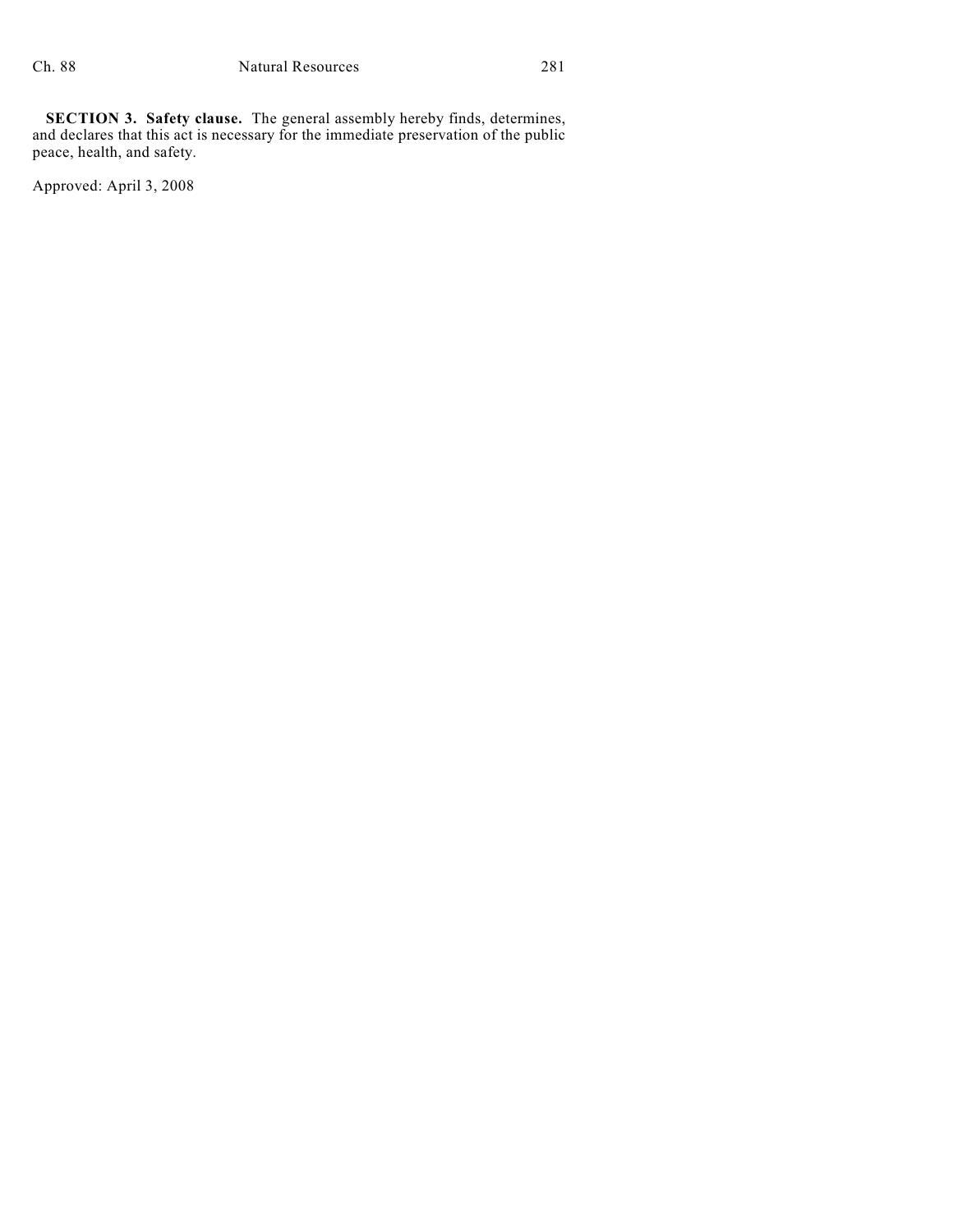**SECTION 3. Safety clause.** The general assembly hereby finds, determines, and declares that this act is necessary for the immediate preservation of the public peace, health, and safety.

Approved: April 3, 2008